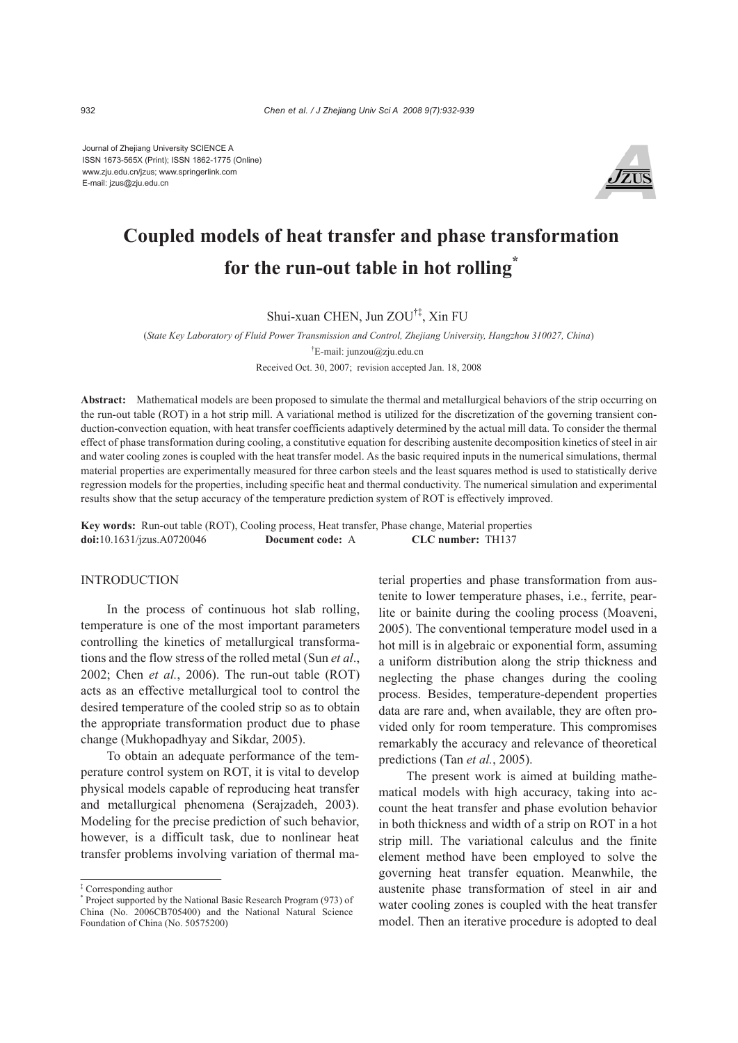Journal of Zhejiang University SCIENCE A
ISSN 1673-565X (Print); ISSN 1862-1775 (Online)
www.zju.edu.cn/jzus; www.springerlink.com
E-mail: jzus@zju.edu.cn

# Coupled models of heat transfer and phase transformation for the run-out table in hot rolling*

Shui-xuan CHEN, Jun ZOU[†‡], Xin FU

(*State Key Laboratory of Fluid Power Transmission and Control, Zhejiang University, Hangzhou 310027, China*)

[†]E-mail: junzou@zju.edu.cn

Received Oct. 30, 2007; revision accepted Jan. 18, 2008

**Abstract:** Mathematical models are been proposed to simulate the thermal and metallurgical behaviors of the strip occurring on the run-out table (ROT) in a hot strip mill. A variational method is utilized for the discretization of the governing transient conduction-convection equation, with heat transfer coefficients adaptively determined by the actual mill data. To consider the thermal effect of phase transformation during cooling, a constitutive equation for describing austenite decomposition kinetics of steel in air and water cooling zones is coupled with the heat transfer model. As the basic required inputs in the numerical simulations, thermal material properties are experimentally measured for three carbon steels and the least squares method is used to statistically derive regression models for the properties, including specific heat and thermal conductivity. The numerical simulation and experimental results show that the setup accuracy of the temperature prediction system of ROT is effectively improved.

**Key words:** Run-out table (ROT), Cooling process, Heat transfer, Phase change, Material properties
**doi:**10.1631/jzus.A0720046 **Document code:** A **CLC number:** TH137

## INTRODUCTION

In the process of continuous hot slab rolling, temperature is one of the most important parameters controlling the kinetics of metallurgical transformations and the flow stress of the rolled metal (Sun *et al*., 2002; Chen *et al.*, 2006). The run-out table (ROT) acts as an effective metallurgical tool to control the desired temperature of the cooled strip so as to obtain the appropriate transformation product due to phase change (Mukhopadhyay and Sikdar, 2005).

To obtain an adequate performance of the temperature control system on ROT, it is vital to develop physical models capable of reproducing heat transfer and metallurgical phenomena (Serajzadeh, 2003). Modeling for the precise prediction of such behavior, however, is a difficult task, due to nonlinear heat transfer problems involving variation of thermal material properties and phase transformation from austenite to lower temperature phases, i.e., ferrite, pearlite or bainite during the cooling process (Moaveni, 2005). The conventional temperature model used in a hot mill is in algebraic or exponential form, assuming a uniform distribution along the strip thickness and neglecting the phase changes during the cooling process. Besides, temperature-dependent properties data are rare and, when available, they are often provided only for room temperature. This compromises remarkably the accuracy and relevance of theoretical predictions (Tan *et al.*, 2005).

The present work is aimed at building mathematical models with high accuracy, taking into account the heat transfer and phase evolution behavior in both thickness and width of a strip on ROT in a hot strip mill. The variational calculus and the finite element method have been employed to solve the governing heat transfer equation. Meanwhile, the austenite phase transformation of steel in air and water cooling zones is coupled with the heat transfer model. Then an iterative procedure is adopted to deal

---

[‡] Corresponding author
[*] Project supported by the National Basic Research Program (973) of China (No. 2006CB705400) and the National Natural Science Foundation of China (No. 50575200)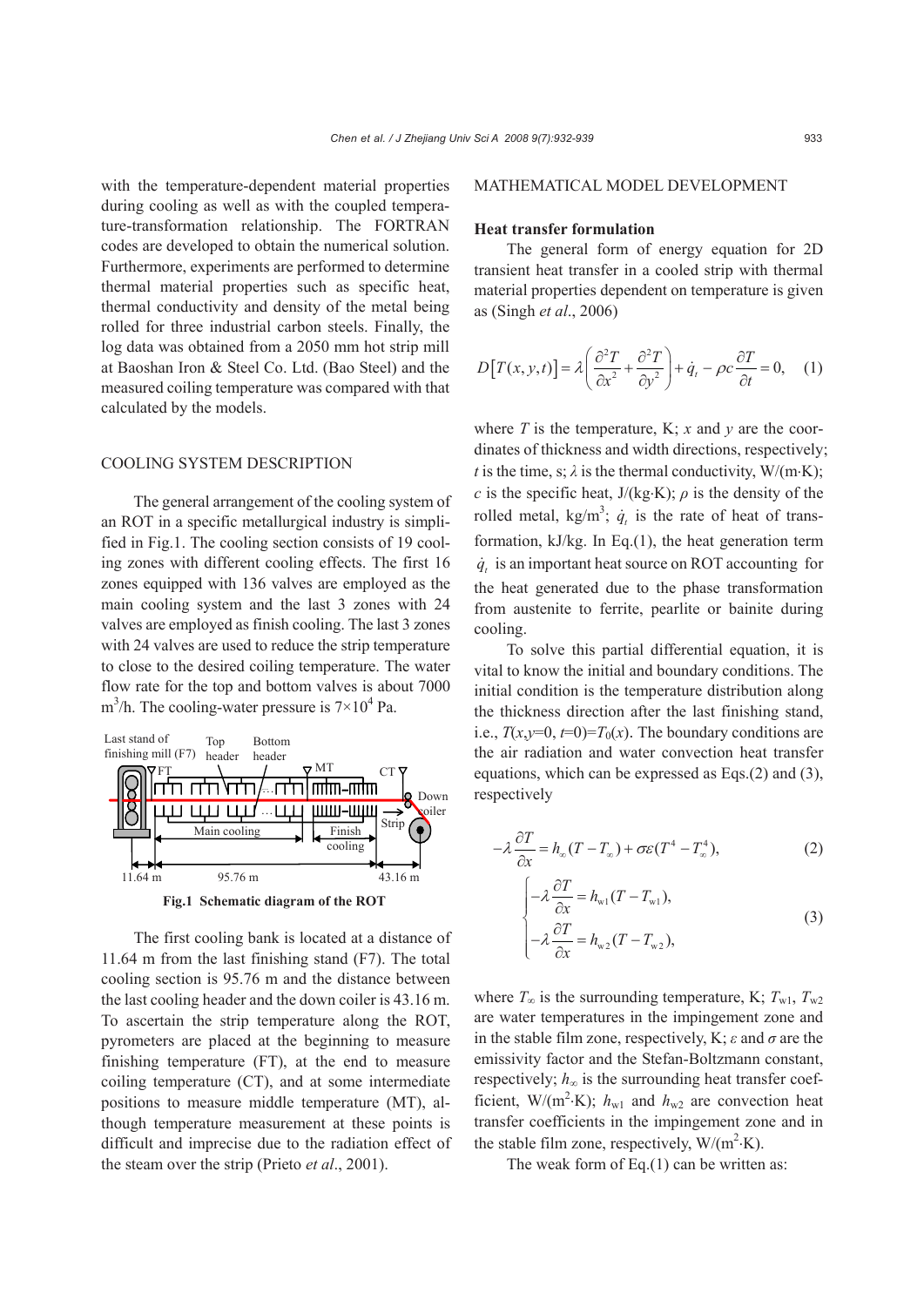with the temperature-dependent material properties during cooling as well as with the coupled temperature-transformation relationship. The FORTRAN codes are developed to obtain the numerical solution. Furthermore, experiments are performed to determine thermal material properties such as specific heat, thermal conductivity and density of the metal being rolled for three industrial carbon steels. Finally, the log data was obtained from a 2050 mm hot strip mill at Baoshan Iron & Steel Co. Ltd. (Bao Steel) and the measured coiling temperature was compared with that calculated by the models.

## COOLING SYSTEM DESCRIPTION

The general arrangement of the cooling system of an ROT in a specific metallurgical industry is simplified in Fig.1. The cooling section consists of 19 cooling zones with different cooling effects. The first 16 zones equipped with 136 valves are employed as the main cooling system and the last 3 zones with 24 valves are employed as finish cooling. The last 3 zones with 24 valves are used to reduce the strip temperature to close to the desired coiling temperature. The water flow rate for the top and bottom valves is about 7000 $m^3/h$. The cooling-water pressure is $7\times10^4$ Pa.

**Fig.1 Schematic diagram of the ROT**

The first cooling bank is located at a distance of 11.64 m from the last finishing stand (F7). The total cooling section is 95.76 m and the distance between the last cooling header and the down coiler is 43.16 m. To ascertain the strip temperature along the ROT, pyrometers are placed at the beginning to measure finishing temperature (FT), at the end to measure coiling temperature (CT), and at some intermediate positions to measure middle temperature (MT), although temperature measurement at these points is difficult and imprecise due to the radiation effect of the steam over the strip (Prieto *et al*., 2001).

## MATHEMATICAL MODEL DEVELOPMENT

### Heat transfer formulation

The general form of energy equation for 2D transient heat transfer in a cooled strip with thermal material properties dependent on temperature is given as (Singh *et al*., 2006)

$$D\left[T(x,y,t)\right]=\lambda\left(\frac{\partial^2 T}{\partial x^2}+\frac{\partial^2 T}{\partial y^2}\right)+\dot{q}_t-\rho c\frac{\partial T}{\partial t}=0, \quad (1)$$

where $T$ is the temperature, K; $x$ and $y$ are the coordinates of thickness and width directions, respectively; $t$ is the time, s; $\lambda$ is the thermal conductivity, W/(m·K); $c$ is the specific heat, J/(kg·K); $\rho$ is the density of the rolled metal, kg/$m^3$; $\dot{q}_t$ is the rate of heat of transformation, kJ/kg. In Eq.(1), the heat generation term $\dot{q}_t$ is an important heat source on ROT accounting for the heat generated due to the phase transformation from austenite to ferrite, pearlite or bainite during cooling.

To solve this partial differential equation, it is vital to know the initial and boundary conditions. The initial condition is the temperature distribution along the thickness direction after the last finishing stand, i.e., $T(x,y{=}0,t{=}0)=T_0(x)$. The boundary conditions are the air radiation and water convection heat transfer equations, which can be expressed as Eqs.(2) and (3), respectively

$$-\lambda\frac{\partial T}{\partial x}=h_\infty(T-T_\infty)+\sigma\varepsilon(T^4-T_\infty^4), \quad (2)$$

$$\begin{cases}-\lambda\dfrac{\partial T}{\partial x}=h_{\mathrm{w}1}(T-T_{\mathrm{w}1}),\\[2mm] -\lambda\dfrac{\partial T}{\partial x}=h_{\mathrm{w}2}(T-T_{\mathrm{w}2}),\end{cases} \quad (3)$$

where $T_\infty$ is the surrounding temperature, K; $T_{\mathrm{w}1}$, $T_{\mathrm{w}2}$ are water temperatures in the impingement zone and in the stable film zone, respectively, K; $\varepsilon$ and $\sigma$ are the emissivity factor and the Stefan-Boltzmann constant, respectively; $h_\infty$ is the surrounding heat transfer coefficient, W/($m^2$·K); $h_{\mathrm{w}1}$ and $h_{\mathrm{w}2}$ are convection heat transfer coefficients in the impingement zone and in the stable film zone, respectively, W/($m^2$·K).

The weak form of Eq.(1) can be written as: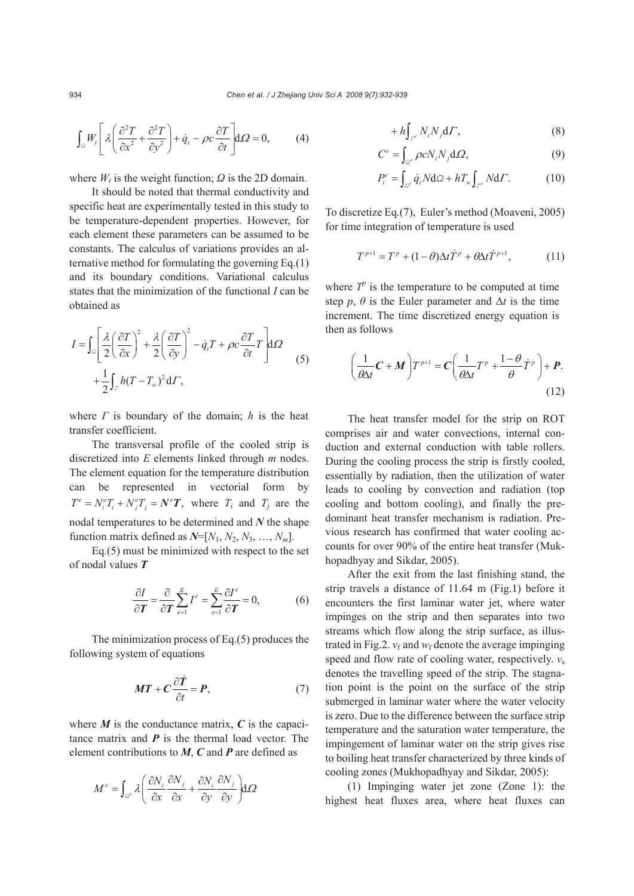$$\int_{\Omega} W_t \left[ \lambda \left( \frac{\partial^2 T}{\partial x^2} + \frac{\partial^2 T}{\partial y^2} \right) + \dot{q}_t - \rho c \frac{\partial T}{\partial t} \right] \mathrm{d}\Omega = 0, \tag{4}$$

where $W_t$ is the weight function; $\Omega$ is the 2D domain.

It should be noted that thermal conductivity and specific heat are experimentally tested in this study to be temperature-dependent properties. However, for each element these parameters can be assumed to be constants. The calculus of variations provides an alternative method for formulating the governing Eq.(1) and its boundary conditions. Variational calculus states that the minimization of the functional $I$ can be obtained as

$$I = \int_{\Omega} \left[ \frac{\lambda}{2} \left( \frac{\partial T}{\partial x} \right)^2 + \frac{\lambda}{2} \left( \frac{\partial T}{\partial y} \right)^2 - \dot{q}_t T + \rho c \frac{\partial T}{\partial t} T \right] \mathrm{d}\Omega + \frac{1}{2} \int_{\Gamma} h (T - T_{\infty})^2 \mathrm{d}\Gamma, \tag{5}$$

where $\Gamma$ is boundary of the domain; $h$ is the heat transfer coefficient.

The transversal profile of the cooled strip is discretized into $E$ elements linked through $m$ nodes. The element equation for the temperature distribution can be represented in vectorial form by $T^e = N_i^e T_i + N_j^e T_j = \boldsymbol{N}^e \boldsymbol{T}$, where $T_i$ and $T_j$ are the nodal temperatures to be determined and $\boldsymbol{N}$ the shape function matrix defined as $\boldsymbol{N}=[N_1, N_2, N_3, \ldots, N_m]$.

Eq.(5) must be minimized with respect to the set of nodal values $\boldsymbol{T}$

$$\frac{\partial I}{\partial \boldsymbol{T}} = \frac{\partial}{\partial \boldsymbol{T}} \sum_{e=1}^{E} I^e = \sum_{e=1}^{E} \frac{\partial I^e}{\partial \boldsymbol{T}} = 0, \tag{6}$$

The minimization process of Eq.(5) produces the following system of equations

$$\boldsymbol{M}\boldsymbol{T} + \boldsymbol{C} \frac{\partial \dot{\boldsymbol{T}}}{\partial t} = \boldsymbol{P}, \tag{7}$$

where $\boldsymbol{M}$ is the conductance matrix, $\boldsymbol{C}$ is the capacitance matrix and $\boldsymbol{P}$ is the thermal load vector. The element contributions to $\boldsymbol{M}$, $\boldsymbol{C}$ and $\boldsymbol{P}$ are defined as

$$M^e = \int_{\Omega^e} \lambda \left( \frac{\partial N_i}{\partial x} \frac{\partial N_j}{\partial x} + \frac{\partial N_i}{\partial y} \frac{\partial N_j}{\partial y} \right) \mathrm{d}\Omega + h \int_{\Gamma^e} N_i N_j \mathrm{d}\Gamma, \tag{8}$$

$$C^e = \int_{\Omega^e} \rho c N_i N_j \mathrm{d}\Omega, \tag{9}$$

$$P_i^e = \int_{\Omega^e} \dot{q}_t N \mathrm{d}\Omega + h T_{\infty} \int_{\Gamma^e} N \mathrm{d}\Gamma. \tag{10}$$

To discretize Eq.(7), Euler's method (Moaveni, 2005) for time integration of temperature is used

$$T^{p+1} = T^p + (1-\theta)\Delta t \dot{T}^p + \theta \Delta t \dot{T}^{p+1}, \tag{11}$$

where $T^p$ is the temperature to be computed at time step $p$, $\theta$ is the Euler parameter and $\Delta t$ is the time increment. The time discretized energy equation is then as follows

$$\left( \frac{1}{\theta \Delta t} \boldsymbol{C} + \boldsymbol{M} \right) T^{p+1} = \boldsymbol{C} \left( \frac{1}{\theta \Delta t} T^p + \frac{1-\theta}{\theta} \dot{T}^p \right) + \boldsymbol{P}. \tag{12}$$

The heat transfer model for the strip on ROT comprises air and water convections, internal conduction and external conduction with table rollers. During the cooling process the strip is firstly cooled, essentially by radiation, then the utilization of water leads to cooling by convection and radiation (top cooling and bottom cooling), and finally the predominant heat transfer mechanism is radiation. Previous research has confirmed that water cooling accounts for over 90% of the entire heat transfer (Mukhopadhyay and Sikdar, 2005).

After the exit from the last finishing stand, the strip travels a distance of 11.64 m (Fig.1) before it encounters the first laminar water jet, where water impinges on the strip and then separates into two streams which flow along the strip surface, as illustrated in Fig.2. $v_{\mathrm{f}}$ and $w_{\mathrm{f}}$ denote the average impinging speed and flow rate of cooling water, respectively. $v_{\mathrm{s}}$ denotes the travelling speed of the strip. The stagnation point is the point on the surface of the strip submerged in laminar water where the water velocity is zero. Due to the difference between the surface strip temperature and the saturation water temperature, the impingement of laminar water on the strip gives rise to boiling heat transfer characterized by three kinds of cooling zones (Mukhopadhyay and Sikdar, 2005):

(1) Impinging water jet zone (Zone 1): the highest heat fluxes area, where heat fluxes can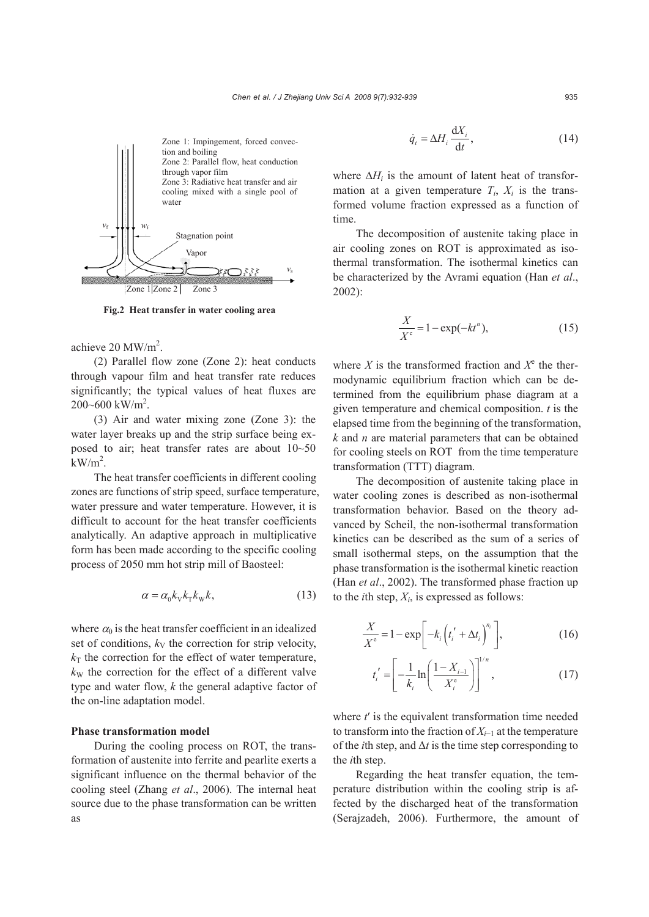Zone 1: Impingement, forced convection and boiling
Zone 2: Parallel flow, heat conduction through vapor film
Zone 3: Radiative heat transfer and air cooling mixed with a single pool of water

$v_f$ $w_f$ Stagnation point Vapor $v_s$

Zone 1 Zone 2 Zone 3

**Fig.2 Heat transfer in water cooling area**

achieve 20 MW/m$^2$.

(2) Parallel flow zone (Zone 2): heat conducts through vapour film and heat transfer rate reduces significantly; the typical values of heat fluxes are 200~600 kW/m$^2$.

(3) Air and water mixing zone (Zone 3): the water layer breaks up and the strip surface being exposed to air; heat transfer rates are about 10~50 kW/m$^2$.

The heat transfer coefficients in different cooling zones are functions of strip speed, surface temperature, water pressure and water temperature. However, it is difficult to account for the heat transfer coefficients analytically. An adaptive approach in multiplicative form has been made according to the specific cooling process of 2050 mm hot strip mill of Baosteel:

$$\alpha = \alpha_0 k_V k_T k_W k, \tag{13}$$

where $\alpha_0$ is the heat transfer coefficient in an idealized set of conditions, $k_V$ the correction for strip velocity, $k_T$ the correction for the effect of water temperature, $k_W$ the correction for the effect of a different valve type and water flow, $k$ the general adaptive factor of the on-line adaptation model.

**Phase transformation model**

During the cooling process on ROT, the transformation of austenite into ferrite and pearlite exerts a significant influence on the thermal behavior of the cooling steel (Zhang *et al*., 2006). The internal heat source due to the phase transformation can be written as

$$\dot{q}_t = \Delta H_i \frac{\mathrm{d}X_i}{\mathrm{d}t}, \tag{14}$$

where $\Delta H_i$ is the amount of latent heat of transformation at a given temperature $T_i$, $X_i$ is the transformed volume fraction expressed as a function of time.

The decomposition of austenite taking place in air cooling zones on ROT is approximated as isothermal transformation. The isothermal kinetics can be characterized by the Avrami equation (Han *et al*., 2002):

$$\frac{X}{X^{\mathrm{e}}} = 1 - \exp(-kt^n), \tag{15}$$

where $X$ is the transformed fraction and $X^{\mathrm{e}}$ the thermodynamic equilibrium fraction which can be determined from the equilibrium phase diagram at a given temperature and chemical composition. $t$ is the elapsed time from the beginning of the transformation, $k$ and $n$ are material parameters that can be obtained for cooling steels on ROT from the time temperature transformation (TTT) diagram.

The decomposition of austenite taking place in water cooling zones is described as non-isothermal transformation behavior. Based on the theory advanced by Scheil, the non-isothermal transformation kinetics can be described as the sum of a series of small isothermal steps, on the assumption that the phase transformation is the isothermal kinetic reaction (Han *et al*., 2002). The transformed phase fraction up to the $i$th step, $X_i$, is expressed as follows:

$$\frac{X}{X^{\mathrm{e}}} = 1 - \exp\left[-k_i\left(t_i' + \Delta t_i\right)^{n_i}\right], \tag{16}$$

$$t_i' = \left[-\frac{1}{k_i}\ln\left(\frac{1-X_{i-1}}{X_i^{\mathrm{e}}}\right)\right]^{1/n}, \tag{17}$$

where $t'$ is the equivalent transformation time needed to transform into the fraction of $X_{i-1}$ at the temperature of the $i$th step, and $\Delta t$ is the time step corresponding to the $i$th step.

Regarding the heat transfer equation, the temperature distribution within the cooling strip is affected by the discharged heat of the transformation (Serajzadeh, 2006). Furthermore, the amount of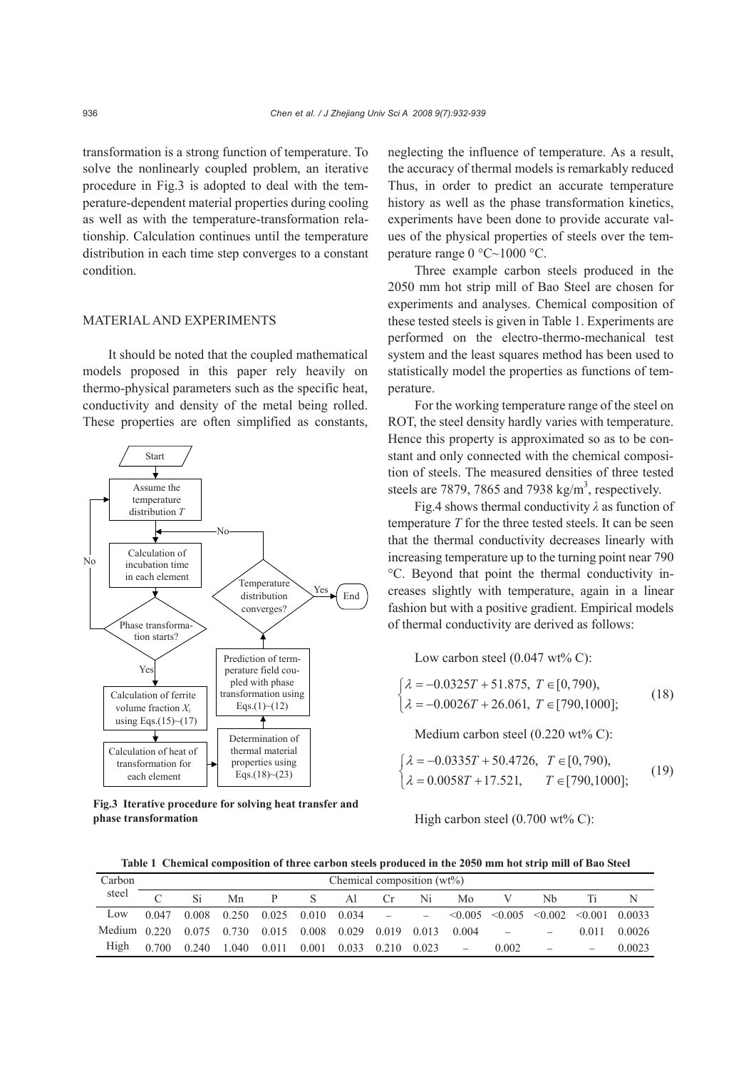transformation is a strong function of temperature. To solve the nonlinearly coupled problem, an iterative procedure in Fig.3 is adopted to deal with the temperature-dependent material properties during cooling as well as with the temperature-transformation relationship. Calculation continues until the temperature distribution in each time step converges to a constant condition.

## MATERIAL AND EXPERIMENTS

It should be noted that the coupled mathematical models proposed in this paper rely heavily on thermo-physical parameters such as the specific heat, conductivity and density of the metal being rolled. These properties are often simplified as constants, neglecting the influence of temperature. As a result, the accuracy of thermal models is remarkably reduced Thus, in order to predict an accurate temperature history as well as the phase transformation kinetics, experiments have been done to provide accurate values of the physical properties of steels over the temperature range 0 °C~1000 °C.

**Fig.3 Iterative procedure for solving heat transfer and phase transformation**

Three example carbon steels produced in the 2050 mm hot strip mill of Bao Steel are chosen for experiments and analyses. Chemical composition of these tested steels is given in Table 1. Experiments are performed on the electro-thermo-mechanical test system and the least squares method has been used to statistically model the properties as functions of temperature.

For the working temperature range of the steel on ROT, the steel density hardly varies with temperature. Hence this property is approximated so as to be constant and only connected with the chemical composition of steels. The measured densities of three tested steels are 7879, 7865 and 7938 kg/m$^3$, respectively.

Fig.4 shows thermal conductivity $\lambda$ as function of temperature $T$ for the three tested steels. It can be seen that the thermal conductivity decreases linearly with increasing temperature up to the turning point near 790 °C. Beyond that point the thermal conductivity increases slightly with temperature, again in a linear fashion but with a positive gradient. Empirical models of thermal conductivity are derived as follows:

Low carbon steel (0.047 wt% C):

$$\begin{cases} \lambda = -0.0325T + 51.875, \ T \in [0, 790), \\ \lambda = -0.0026T + 26.061, \ T \in [790, 1000]; \end{cases} \tag{18}$$

Medium carbon steel (0.220 wt% C):

$$\begin{cases} \lambda = -0.0335T + 50.4726, \ \ T \in [0, 790), \\ \lambda = 0.0058T + 17.521, \qquad T \in [790, 1000]; \end{cases} \tag{19}$$

High carbon steel (0.700 wt% C):

**Table 1 Chemical composition of three carbon steels produced in the 2050 mm hot strip mill of Bao Steel**

| Carbon steel | Chemical composition (wt%) | | | | | | | | | | | | |
|---|---|---|---|---|---|---|---|---|---|---|---|---|---|
| | C | Si | Mn | P | S | Al | Cr | Ni | Mo | V | Nb | Ti | N |
| Low | 0.047 | 0.008 | 0.250 | 0.025 | 0.010 | 0.034 | – | – | <0.005 | <0.005 | <0.002 | <0.001 | 0.0033 |
| Medium | 0.220 | 0.075 | 0.730 | 0.015 | 0.008 | 0.029 | 0.019 | 0.013 | 0.004 | – | – | 0.011 | 0.0026 |
| High | 0.700 | 0.240 | 1.040 | 0.011 | 0.001 | 0.033 | 0.210 | 0.023 | – | 0.002 | – | – | 0.0023 |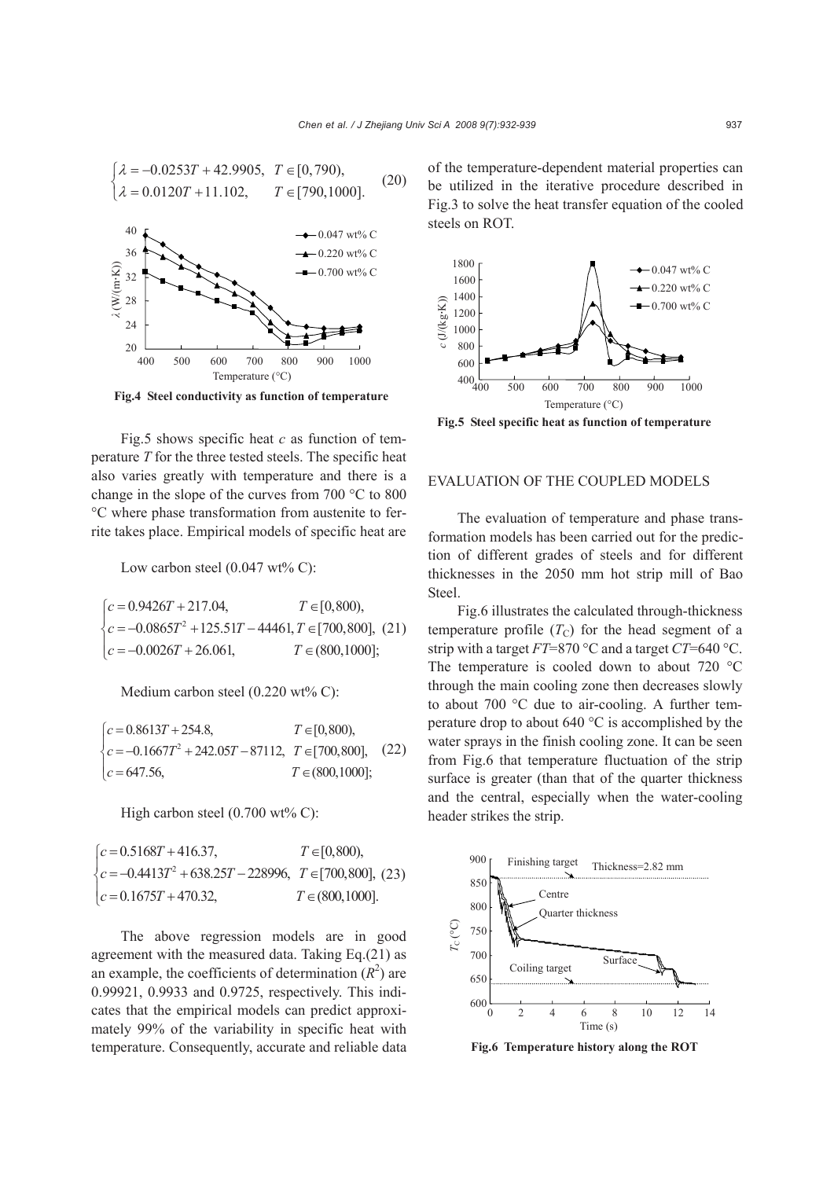$$\begin{cases} \lambda = -0.0253T + 42.9905, & T \in [0, 790), \\ \lambda = 0.0120T + 11.102, & T \in [790, 1000]. \end{cases} \quad (20)$$

**Fig.4 Steel conductivity as function of temperature**

Fig.5 shows specific heat $c$ as function of temperature $T$ for the three tested steels. The specific heat also varies greatly with temperature and there is a change in the slope of the curves from 700 °C to 800 °C where phase transformation from austenite to ferrite takes place. Empirical models of specific heat are

Low carbon steel (0.047 wt% C):

$$\begin{cases} c = 0.9426T + 217.04, & T \in [0, 800), \\ c = -0.0865T^2 + 125.51T - 44461, & T \in [700, 800], \\ c = -0.0026T + 26.061, & T \in (800, 1000]; \end{cases} \quad (21)$$

Medium carbon steel (0.220 wt% C):

$$\begin{cases} c = 0.8613T + 254.8, & T \in [0, 800), \\ c = -0.1667T^2 + 242.05T - 87112, & T \in [700, 800], \\ c = 647.56, & T \in (800, 1000]; \end{cases} \quad (22)$$

High carbon steel (0.700 wt% C):

$$\begin{cases} c = 0.5168T + 416.37, & T \in [0, 800), \\ c = -0.4413T^2 + 638.25T - 228996, & T \in [700, 800], \\ c = 0.1675T + 470.32, & T \in (800, 1000]. \end{cases} \quad (23)$$

The above regression models are in good agreement with the measured data. Taking Eq.(21) as an example, the coefficients of determination ($R^2$) are 0.99921, 0.9933 and 0.9725, respectively. This indicates that the empirical models can predict approximately 99% of the variability in specific heat with temperature. Consequently, accurate and reliable data of the temperature-dependent material properties can be utilized in the iterative procedure described in Fig.3 to solve the heat transfer equation of the cooled steels on ROT.

**Fig.5 Steel specific heat as function of temperature**

## EVALUATION OF THE COUPLED MODELS

The evaluation of temperature and phase transformation models has been carried out for the prediction of different grades of steels and for different thicknesses in the 2050 mm hot strip mill of Bao Steel.

Fig.6 illustrates the calculated through-thickness temperature profile ($T_C$) for the head segment of a strip with a target $FT$=870 °C and a target $CT$=640 °C. The temperature is cooled down to about 720 °C through the main cooling zone then decreases slowly to about 700 °C due to air-cooling. A further temperature drop to about 640 °C is accomplished by the water sprays in the finish cooling zone. It can be seen from Fig.6 that temperature fluctuation of the strip surface is greater (than that of the quarter thickness and the central, especially when the water-cooling header strikes the strip.

**Fig.6 Temperature history along the ROT**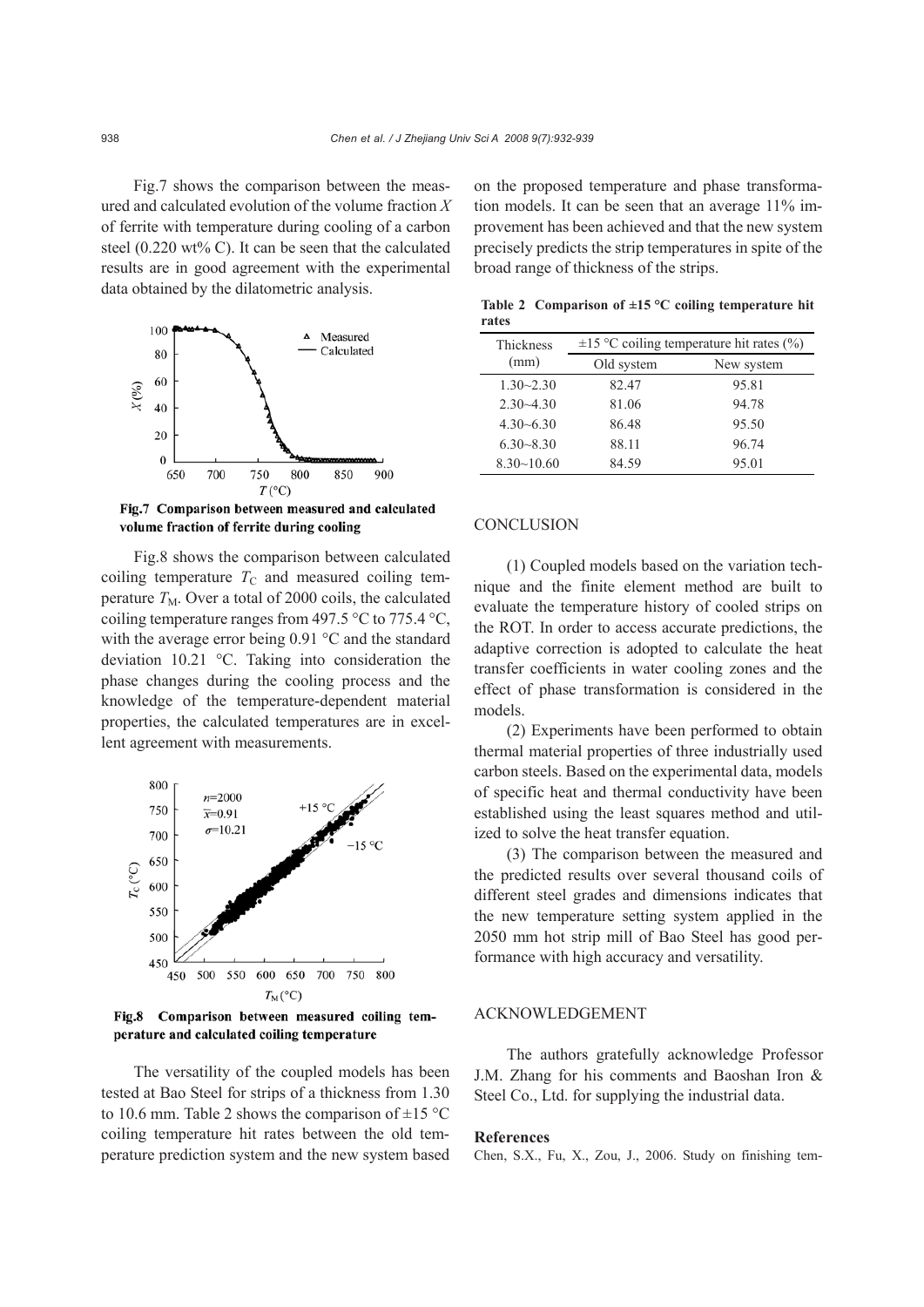Fig.7 shows the comparison between the measured and calculated evolution of the volume fraction $X$ of ferrite with temperature during cooling of a carbon steel (0.220 wt% C). It can be seen that the calculated results are in good agreement with the experimental data obtained by the dilatometric analysis.

**Fig.7 Comparison between measured and calculated volume fraction of ferrite during cooling**

Fig.8 shows the comparison between calculated coiling temperature $T_C$ and measured coiling temperature $T_M$. Over a total of 2000 coils, the calculated coiling temperature ranges from 497.5 °C to 775.4 °C, with the average error being 0.91 °C and the standard deviation 10.21 °C. Taking into consideration the phase changes during the cooling process and the knowledge of the temperature-dependent material properties, the calculated temperatures are in excellent agreement with measurements.

**Fig.8 Comparison between measured coiling temperature and calculated coiling temperature**

The versatility of the coupled models has been tested at Bao Steel for strips of a thickness from 1.30 to 10.6 mm. Table 2 shows the comparison of ±15 °C coiling temperature hit rates between the old temperature prediction system and the new system based on the proposed temperature and phase transformation models. It can be seen that an average 11% improvement has been achieved and that the new system precisely predicts the strip temperatures in spite of the broad range of thickness of the strips.

**Table 2 Comparison of ±15 °C coiling temperature hit rates**

| Thickness (mm) | ±15 °C coiling temperature hit rates (%) | |
|---|---|---|
| | Old system | New system |
| 1.30~2.30 | 82.47 | 95.81 |
| 2.30~4.30 | 81.06 | 94.78 |
| 4.30~6.30 | 86.48 | 95.50 |
| 6.30~8.30 | 88.11 | 96.74 |
| 8.30~10.60 | 84.59 | 95.01 |

## CONCLUSION

(1) Coupled models based on the variation technique and the finite element method are built to evaluate the temperature history of cooled strips on the ROT. In order to access accurate predictions, the adaptive correction is adopted to calculate the heat transfer coefficients in water cooling zones and the effect of phase transformation is considered in the models.

(2) Experiments have been performed to obtain thermal material properties of three industrially used carbon steels. Based on the experimental data, models of specific heat and thermal conductivity have been established using the least squares method and utilized to solve the heat transfer equation.

(3) The comparison between the measured and the predicted results over several thousand coils of different steel grades and dimensions indicates that the new temperature setting system applied in the 2050 mm hot strip mill of Bao Steel has good performance with high accuracy and versatility.

## ACKNOWLEDGEMENT

The authors gratefully acknowledge Professor J.M. Zhang for his comments and Baoshan Iron & Steel Co., Ltd. for supplying the industrial data.

## References

Chen, S.X., Fu, X., Zou, J., 2006. Study on finishing tem-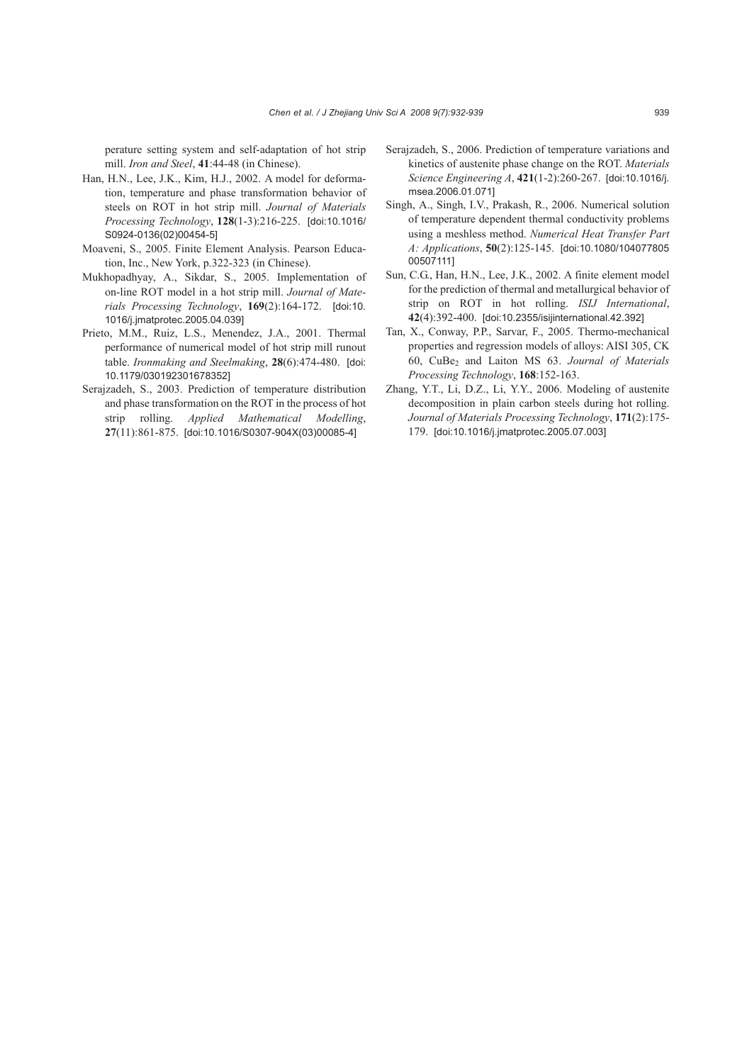perature setting system and self-adaptation of hot strip mill. *Iron and Steel*, **41**:44-48 (in Chinese).

Han, H.N., Lee, J.K., Kim, H.J., 2002. A model for deformation, temperature and phase transformation behavior of steels on ROT in hot strip mill. *Journal of Materials Processing Technology*, **128**(1-3):216-225. [doi:10.1016/S0924-0136(02)00454-5]

Moaveni, S., 2005. Finite Element Analysis. Pearson Education, Inc., New York, p.322-323 (in Chinese).

Mukhopadhyay, A., Sikdar, S., 2005. Implementation of on-line ROT model in a hot strip mill. *Journal of Materials Processing Technology*, **169**(2):164-172. [doi:10.1016/j.jmatprotec.2005.04.039]

Prieto, M.M., Ruiz, L.S., Menendez, J.A., 2001. Thermal performance of numerical model of hot strip mill runout table. *Ironmaking and Steelmaking*, **28**(6):474-480. [doi:10.1179/030192301678352]

Serajzadeh, S., 2003. Prediction of temperature distribution and phase transformation on the ROT in the process of hot strip rolling. *Applied Mathematical Modelling*, **27**(11):861-875. [doi:10.1016/S0307-904X(03)00085-4]

Serajzadeh, S., 2006. Prediction of temperature variations and kinetics of austenite phase change on the ROT. *Materials Science Engineering A*, **421**(1-2):260-267. [doi:10.1016/j.msea.2006.01.071]

Singh, A., Singh, I.V., Prakash, R., 2006. Numerical solution of temperature dependent thermal conductivity problems using a meshless method. *Numerical Heat Transfer Part A: Applications*, **50**(2):125-145. [doi:10.1080/10407780500507111]

Sun, C.G., Han, H.N., Lee, J.K., 2002. A finite element model for the prediction of thermal and metallurgical behavior of strip on ROT in hot rolling. *ISIJ International*, **42**(4):392-400. [doi:10.2355/isijinternational.42.392]

Tan, X., Conway, P.P., Sarvar, F., 2005. Thermo-mechanical properties and regression models of alloys: AISI 305, CK 60, $CuBe_2$ and Laiton MS 63. *Journal of Materials Processing Technology*, **168**:152-163.

Zhang, Y.T., Li, D.Z., Li, Y.Y., 2006. Modeling of austenite decomposition in plain carbon steels during hot rolling. *Journal of Materials Processing Technology*, **171**(2):175-179. [doi:10.1016/j.jmatprotec.2005.07.003]